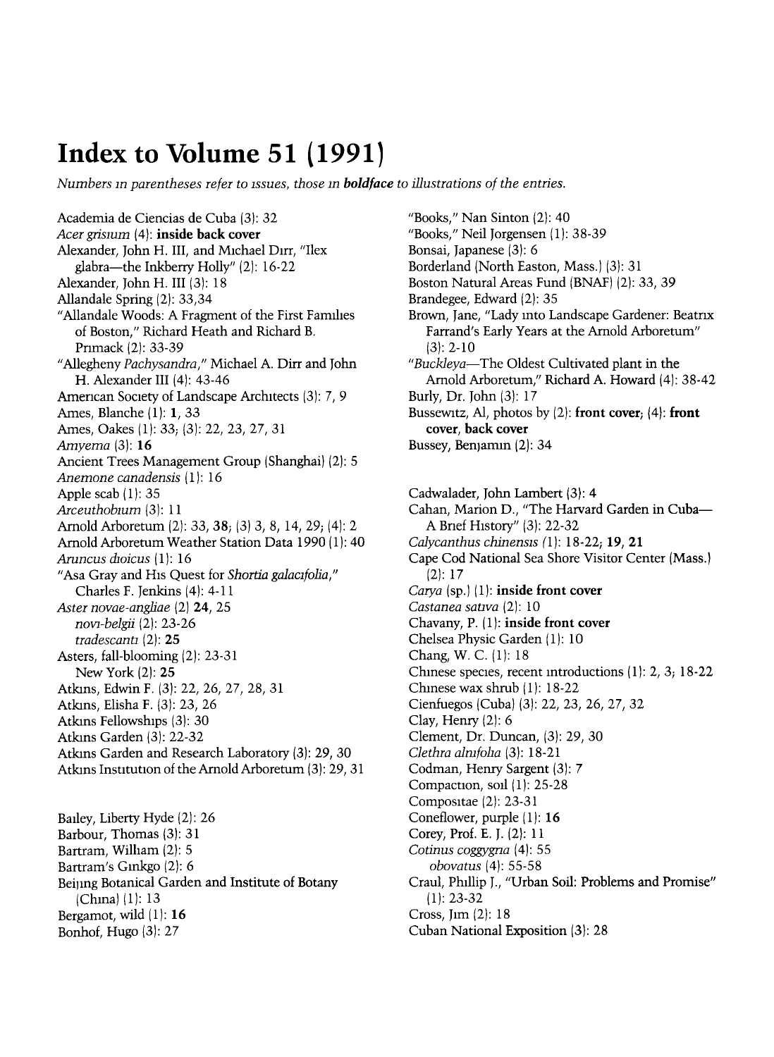# Index to Volume 51 (1991)

*Numbers in parentheses refer to issues, those in **boldface** to illustrations of the entries.*

Academia de Ciencias de Cuba (3): 32
*Acer grisium* (4): **inside back cover**
Alexander, John H. III, and Michael Dirr, "Ilex glabra—the Inkberry Holly" (2): 16-22
Alexander, John H. III (3): 18
Allandale Spring (2): 33,34
"Allandale Woods: A Fragment of the First Families of Boston," Richard Heath and Richard B. Primack (2): 33-39
"Allegheny *Pachysandra*," Michael A. Dirr and John H. Alexander III (4): 43-46
American Society of Landscape Architects (3): 7, 9
Ames, Blanche (1): **1**, 33
Ames, Oakes (1): 33; (3): 22, 23, 27, 31
*Amyema* (3): **16**
Ancient Trees Management Group (Shanghai) (2): 5
*Anemone canadensis* (1): 16
Apple scab (1): 35
*Arceuthobium* (3): 11
Arnold Arboretum (2): 33, **38**; (3) 3, 8, 14, 29; (4): 2
Arnold Arboretum Weather Station Data 1990 (1): 40
*Aruncus dioicus* (1): 16
"Asa Gray and His Quest for *Shortia galacifolia*," Charles F. Jenkins (4): 4-11
*Aster novae-angliae* (2) **24**, 25
*novi-belgii* (2): 23-26
*tradescanti* (2): **25**
Asters, fall-blooming (2): 23-31
New York (2): **25**
Atkins, Edwin F. (3): 22, 26, 27, 28, 31
Atkins, Elisha F. (3): 23, 26
Atkins Fellowships (3): 30
Atkins Garden (3): 22-32
Atkins Garden and Research Laboratory (3): 29, 30
Atkins Institution of the Arnold Arboretum (3): 29, 31

Bailey, Liberty Hyde (2): 26
Barbour, Thomas (3): 31
Bartram, William (2): 5
Bartram's Ginkgo (2): 6
Beijing Botanical Garden and Institute of Botany (China) (1): 13
Bergamot, wild (1): **16**
Bonhof, Hugo (3): 27

"Books," Nan Sinton (2): 40
"Books," Neil Jorgensen (1): 38-39
Bonsai, Japanese (3): 6
Borderland (North Easton, Mass.) (3): 31
Boston Natural Areas Fund (BNAF) (2): 33, 39
Brandegee, Edward (2): 35
Brown, Jane, "Lady into Landscape Gardener: Beatrix Farrand's Early Years at the Arnold Arboretum" (3): 2-10
"*Buckleya*—The Oldest Cultivated plant in the Arnold Arboretum," Richard A. Howard (4): 38-42
Burly, Dr. John (3): 17
Bussewitz, Al, photos by (2): **front cover**; (4): **front cover**, **back cover**
Bussey, Benjamin (2): 34

Cadwalader, John Lambert (3): 4
Cahan, Marion D., "The Harvard Garden in Cuba—A Brief History" (3): 22-32
*Calycanthus chinensis* (1): 18-22; **19**, **21**
Cape Cod National Sea Shore Visitor Center (Mass.) (2): 17
*Carya* (sp.) (1): **inside front cover**
*Castanea sativa* (2): 10
Chavany, P. (1): **inside front cover**
Chelsea Physic Garden (1): 10
Chang, W. C. (1): 18
Chinese species, recent introductions (1): 2, 3; 18-22
Chinese wax shrub (1): 18-22
Cienfuegos (Cuba) (3): 22, 23, 26, 27, 32
Clay, Henry (2): 6
Clement, Dr. Duncan, (3): 29, 30
*Clethra alnifolia* (3): 18-21
Codman, Henry Sargent (3): 7
Compaction, soil (1): 25-28
Compositae (2): 23-31
Coneflower, purple (1): **16**
Corey, Prof. E. J. (2): 11
*Cotinus coggygria* (4): 55
*obovatus* (4): 55-58
Craul, Phillip J., "Urban Soil: Problems and Promise" (1): 23-32
Cross, Jim (2): 18
Cuban National Exposition (3): 28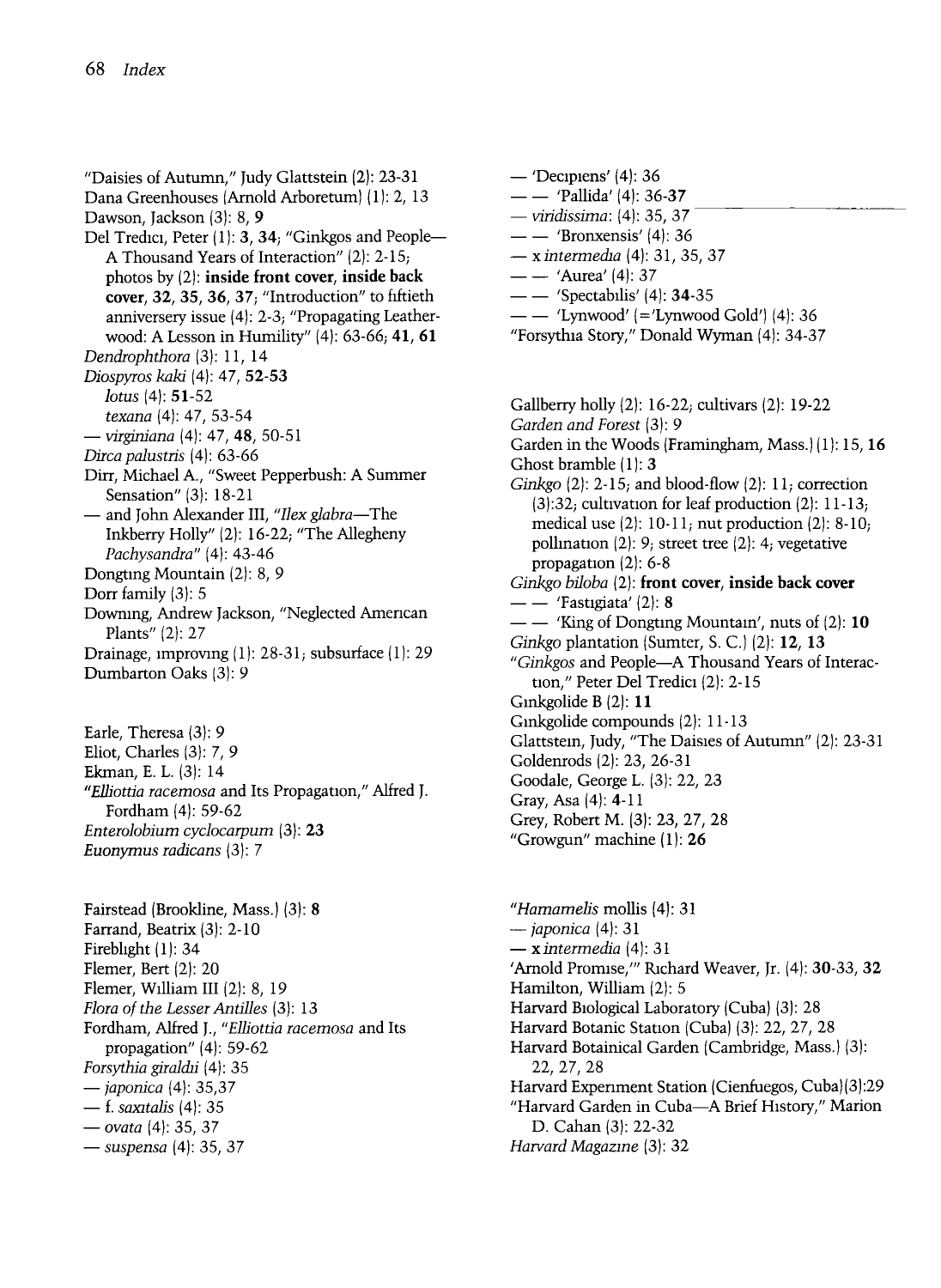"Daisies of Autumn," Judy Glattstein (2): 23-31
Dana Greenhouses (Arnold Arboretum) (1): 2, 13
Dawson, Jackson (3): 8, **9**
Del Tredici, Peter (1): **3**, **34**; "Ginkgos and People—A Thousand Years of Interaction" (2): 2-15; photos by (2): **inside front cover, inside back cover, 32, 35, 36, 37**; "Introduction" to fiftieth anniversery issue (4): 2-3; "Propagating Leatherwood: A Lesson in Humility" (4): 63-66; **41, 61**
*Dendrophthora* (3): 11, 14
*Diospyros kaki* (4): 47, **52-53**
*lotus* (4): **51**-52
*texana* (4): 47, 53-54
— *virginiana* (4): 47, **48**, 50-51
*Dirca palustris* (4): 63-66
Dirr, Michael A., "Sweet Pepperbush: A Summer Sensation" (3): 18-21
— and John Alexander III, "*Ilex glabra*—The Inkberry Holly" (2): 16-22; "The Allegheny *Pachysandra*" (4): 43-46
Dongting Mountain (2): 8, 9
Dorr family (3): 5
Downing, Andrew Jackson, "Neglected American Plants" (2): 27
Drainage, improving (1): 28-31; subsurface (1): 29
Dumbarton Oaks (3): 9

Earle, Theresa (3): 9
Eliot, Charles (3): 7, 9
Ekman, E. L. (3): 14
"*Elliottia racemosa* and Its Propagation," Alfred J. Fordham (4): 59-62
*Enterolobium cyclocarpum* (3): **23**
*Euonymus radicans* (3): 7

Fairstead (Brookline, Mass.) (3): **8**
Farrand, Beatrix (3): 2-10
Fireblight (1): 34
Flemer, Bert (2): 20
Flemer, William III (2): 8, 19
*Flora of the Lesser Antilles* (3): 13
Fordham, Alfred J., "*Elliottia racemosa* and Its propagation" (4): 59-62
*Forsythia giraldii* (4): 35
— *japonica* (4): 35,37
— f. *saxitalis* (4): 35
— *ovata* (4): 35, 37
— *suspensa* (4): 35, 37
— 'Decipiens' (4): 36
— — 'Pallida' (4): 36-**37**
— *viridissima*: (4): 35, 37
— — 'Bronxensis' (4): 36
— x *intermedia* (4): 31, 35, 37
— — 'Aurea' (4): 37
— — 'Spectabilis' (4): **34**-35
— — 'Lynwood' (='Lynwood Gold') (4): 36
"Forsythia Story," Donald Wyman (4): 34-37

Gallberry holly (2): 16-22; cultivars (2): 19-22
*Garden and Forest* (3): 9
Garden in the Woods (Framingham, Mass.) (1): 15, **16**
Ghost bramble (1): **3**
*Ginkgo* (2): 2-15; and blood-flow (2): 11; correction (3):32; cultivation for leaf production (2): 11-13; medical use (2): 10-11; nut production (2): 8-10; pollination (2): 9; street tree (2): 4; vegetative propagation (2): 6-8
*Ginkgo biloba* (2): **front cover, inside back cover**
— — 'Fastigiata' (2): **8**
— — 'King of Dongting Mountain', nuts of (2): **10**
*Ginkgo* plantation (Sumter, S. C.) (2): **12**, **13**
"*Ginkgos* and People—A Thousand Years of Interaction," Peter Del Tredici (2): 2-15
Ginkgolide B (2): **11**
Ginkgolide compounds (2): 11-13
Glattstein, Judy, "The Daisies of Autumn" (2): 23-31
Goldenrods (2): 23, 26-31
Goodale, George L. (3): 22, 23
Gray, Asa (4): **4**-11
Grey, Robert M. (3): 23, 27, 28
"Growgun" machine (1): **26**

"*Hamamelis* mollis (4): 31
— *japonica* (4): 31
— x *intermedia* (4): 31
'Arnold Promise,'" Richard Weaver, Jr. (4): **30**-33, **32**
Hamilton, William (2): 5
Harvard Biological Laboratory (Cuba) (3): 28
Harvard Botanic Station (Cuba) (3): 22, 27, 28
Harvard Botainical Garden (Cambridge, Mass.) (3): 22, 27, 28
Harvard Experiment Station (Cienfuegos, Cuba)(3):29
"Harvard Garden in Cuba—A Brief History," Marion D. Cahan (3): 22-32
*Harvard Magazine* (3): 32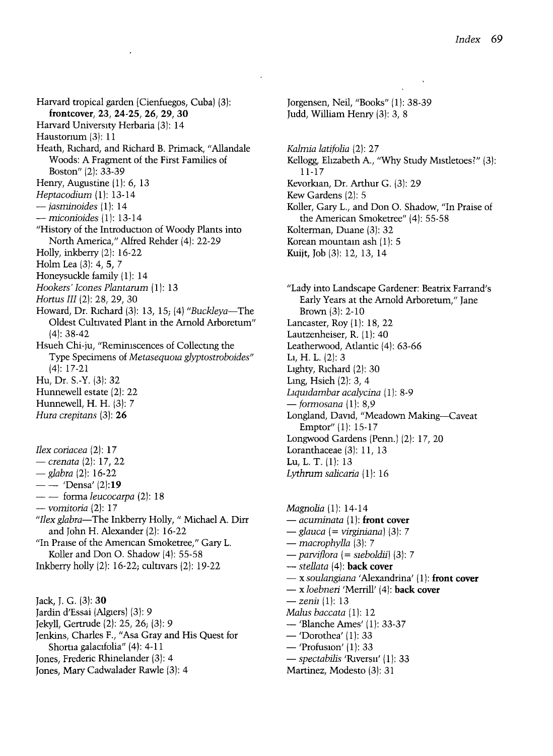Harvard tropical garden (Cienfuegos, Cuba) (3): **frontcover, 23, 24-25, 26, 29, 30**
Harvard University Herbaria (3): 14
Haustorium (3): 11
Heath, Richard, and Richard B. Primack, "Allandale Woods: A Fragment of the First Families of Boston" (2): 33-39
Henry, Augustine (1): 6, 13
*Heptacodium* (1): 13-14
— *jasminoides* (1): 14
— *miconioides* (1): 13-14
"History of the Introduction of Woody Plants into North America," Alfred Rehder (4): 22-29
Holly, inkberry (2): 16-22
Holm Lea (3): 4, **5**, 7
Honeysuckle family (1): 14
*Hookers' Icones Plantarum* (1): 13
*Hortus III* (2): 28, 29, 30
Howard, Dr. Richard (3): 13, 15; (4) "*Buckleya*—The Oldest Cultivated Plant in the Arnold Arboretum" (4): 38-42
Hsueh Chi-ju, "Reminiscences of Collecting the Type Specimens of *Metasequoia glyptostroboides*" (4): 17-21
Hu, Dr. S.-Y. (3): 32
Hunnewell estate (2): 22
Hunnewell, H. H. (3): 7
*Hura crepitans* (3): **26**

*Ilex coriacea* (2): **17**
— *crenata* (2): 17, 22
— *glabra* (2): 16-22
— — 'Densa' (2):**19**
— — forma *leucocarpa* (2): 18
— *vomitoria* (2): 17
"*Ilex glabra*—The Inkberry Holly, " Michael A. Dirr and John H. Alexander (2): 16-22
"In Praise of the American Smoketree," Gary L. Koller and Don O. Shadow (4): 55-58
Inkberry holly (2): 16-22; cultivars (2): 19-22

Jack, J. G. (3): **30**
Jardin d'Essai (Algiers) (3): 9
Jekyll, Gertrude (2): 25, 26; (3): 9
Jenkins, Charles F., "Asa Gray and His Quest for Shortia galacifolia" (4): 4-11
Jones, Frederic Rhinelander (3): 4
Jones, Mary Cadwalader Rawle (3): 4
Jorgensen, Neil, "Books" (1): 38-39
Judd, William Henry (3): 3, 8

*Kalmia latifolia* (2): 27
Kellogg, Elizabeth A., "Why Study Mistletoes?" (3): 11-17
Kevorkian, Dr. Arthur G. (3): 29
Kew Gardens (2): 5
Koller, Gary L., and Don O. Shadow, "In Praise of the American Smoketree" (4): 55-58
Kolterman, Duane (3): 32
Korean mountain ash (1): 5
Kuijt, Job (3): 12, 13, 14

"Lady into Landscape Gardener: Beatrix Farrand's Early Years at the Arnold Arboretum," Jane Brown (3): 2-10
Lancaster, Roy (1): 18, 22
Lautzenheiser, R. (1): 40
Leatherwood, Atlantic (4): 63-66
Li, H. L. (2): 3
Lighty, Richard (2): 30
Ling, Hsieh (2): 3, 4
*Liquidambar acalycina* (1): 8-9
— *formosana* (1): 8,9
Longland, David, "Meadown Making—Caveat Emptor" (1): 15-17
Longwood Gardens (Penn.) (2): 17, 20
Loranthaceae (3): 11, 13
Lu, L. T. (1): 13
*Lythrum salicaria* (1): 16

*Magnolia* (1): 14-14
— *acuminata* (1): **front cover**
— *glauca* (= *virginiana*) (3): 7
— *macrophylla* (3): 7
— *parviflora* (= *sieboldii*) (3): 7
— *stellata* (4): **back cover**
— x *soulangiana* 'Alexandrina' (1): **front cover**
— x *loebneri* 'Merrill' (4): **back cover**
— *zenii* (1): 13
*Malus baccata* (1): 12
— 'Blanche Ames' (1): 33-37
— 'Dorothea' (1): 33
— 'Profusion' (1): 33
— *spectabilis* 'Riversii' (1): 33
Martinez, Modesto (3): 31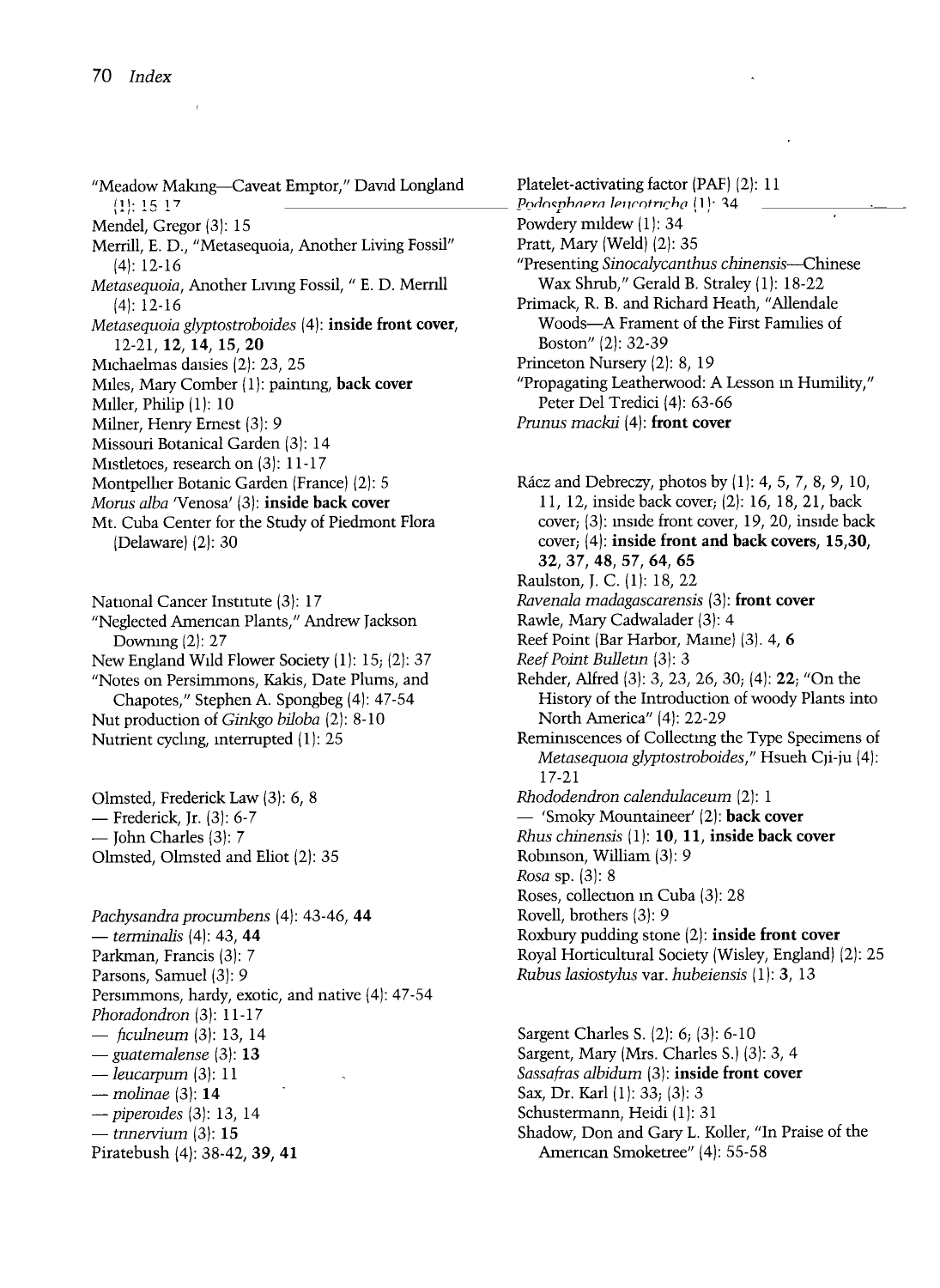"Meadow Making—Caveat Emptor," David Longland (1): 15-17

Mendel, Gregor (3): 15

Merrill, E. D., "Metasequoia, Another Living Fossil" (4): 12-16

*Metasequoia*, Another Living Fossil, " E. D. Merrill (4): 12-16

*Metasequoia glyptostroboides* (4): **inside front cover**, 12-21, **12**, **14**, **15**, **20**

Michaelmas daisies (2): 23, 25

Miles, Mary Comber (1): painting, **back cover**

Miller, Philip (1): 10

Milner, Henry Ernest (3): 9

Missouri Botanical Garden (3): 14

Mistletoes, research on (3): 11-17

Montpellier Botanic Garden (France) (2): 5

*Morus alba* 'Venosa' (3): **inside back cover**

Mt. Cuba Center for the Study of Piedmont Flora (Delaware) (2): 30

National Cancer Institute (3): 17

"Neglected American Plants," Andrew Jackson Downing (2): 27

New England Wild Flower Society (1): 15; (2): 37

"Notes on Persimmons, Kakis, Date Plums, and Chapotes," Stephen A. Spongberg (4): 47-54

Nut production of *Ginkgo biloba* (2): 8-10

Nutrient cycling, interrupted (1): 25

Olmsted, Frederick Law (3): 6, 8

— Frederick, Jr. (3): 6-7

— John Charles (3): 7

Olmsted, Olmsted and Eliot (2): 35

*Pachysandra procumbens* (4): 43-46, **44**

— *terminalis* (4): 43, **44**

Parkman, Francis (3): 7

Parsons, Samuel (3): 9

Persimmons, hardy, exotic, and native (4): 47-54

*Phoradondron* (3): 11-17

— *ficulneum* (3): 13, 14

— *guatemalense* (3): **13**

— *leucarpum* (3): 11

— *molinae* (3): **14**

— *piperoides* (3): 13, 14

— *trinervium* (3): **15**

Piratebush (4): 38-42, **39**, **41**

Platelet-activating factor (PAF) (2): 11

*Podosphaera leucotricha* (1): 34

Powdery mildew (1): 34

Pratt, Mary (Weld) (2): 35

"Presenting *Sinocalycanthus chinensis*—Chinese Wax Shrub," Gerald B. Straley (1): 18-22

Primack, R. B. and Richard Heath, "Allendale Woods—A Frament of the First Families of Boston" (2): 32-39

Princeton Nursery (2): 8, 19

"Propagating Leatherwood: A Lesson in Humility," Peter Del Tredici (4): 63-66

*Prunus mackii* (4): **front cover**

Rácz and Debreczy, photos by (1): 4, 5, 7, 8, 9, 10, 11, 12, inside back cover; (2): 16, 18, 21, back cover; (3): inside front cover, 19, 20, inside back cover; (4): **inside front and back covers**, **15**,**30**, **32**, **37**, **48**, **57**, **64**, **65**

Raulston, J. C. (1): 18, 22

*Ravenala madagascarensis* (3): **front cover**

Rawle, Mary Cadwalader (3): 4

Reef Point (Bar Harbor, Maine) (3). 4, **6**

*Reef Point Bulletin* (3): 3

Rehder, Alfred (3): 3, 23, 26, 30; (4): **22**; "On the History of the Introduction of woody Plants into North America" (4): 22-29

Reminiscences of Collecting the Type Specimens of *Metasequoia glyptostroboides*," Hsueh Cji-ju (4): 17-21

*Rhododendron calendulaceum* (2): 1

— 'Smoky Mountaineer' (2): **back cover**

*Rhus chinensis* (1): **10**, **11**, **inside back cover**

Robinson, William (3): 9

*Rosa* sp. (3): 8

Roses, collection in Cuba (3): 28

Rovell, brothers (3): 9

Roxbury pudding stone (2): **inside front cover**

Royal Horticultural Society (Wisley, England) (2): 25

*Rubus lasiostylus* var. *hubeiensis* (1): **3**, 13

Sargent Charles S. (2): 6; (3): 6-10

Sargent, Mary (Mrs. Charles S.) (3): 3, 4

*Sassafras albidum* (3): **inside front cover**

Sax, Dr. Karl (1): 33; (3): 3

Schustermann, Heidi (1): 31

Shadow, Don and Gary L. Koller, "In Praise of the American Smoketree" (4): 55-58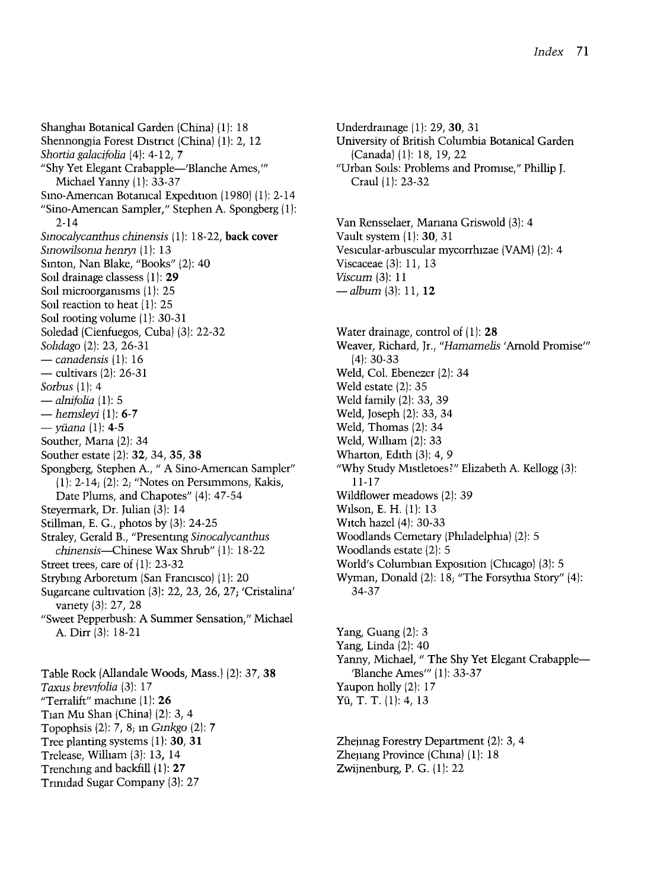Shanghai Botanical Garden (China) (1): 18
Shennongjia Forest District (China) (1): 2, 12
*Shortia galacifolia* (4): 4-12, **7**
"Shy Yet Elegant Crabapple—'Blanche Ames,'" Michael Yanny (1): 33-37
Sino-American Botanical Expedition (1980) (1): 2-14
"Sino-American Sampler," Stephen A. Spongberg (1): 2-14
*Sinocalycanthus chinensis* (1): 18-22, **back cover**
*Sinowilsonia henryi* (1): 13
Sinton, Nan Blake, "Books" (2): 40
Soil drainage classess (1): **29**
Soil microorganisms (1): 25
Soil reaction to heat (1): 25
Soil rooting volume (1): 30-31
Soledad (Cienfuegos, Cuba) (3): 22-32
*Solidago* (2): 23, 26-31
— *canadensis* (1): 16
— cultivars (2): 26-31
*Sorbus* (1): 4
— *alnifolia* (1): 5
— *hemsleyi* (1): **6-7**
— *yüana* (1): **4-5**
Souther, Maria (2): 34
Souther estate (2): **32**, 34, **35**, **38**
Spongberg, Stephen A., " A Sino-American Sampler" (1): 2-14; (2): 2; "Notes on Persimmons, Kakis, Date Plums, and Chapotes" (4): 47-54
Steyermark, Dr. Julian (3): 14
Stillman, E. G., photos by (3): 24-25
Straley, Gerald B., "Presenting *Sinocalycanthus chinensis*—Chinese Wax Shrub" (1): 18-22
Street trees, care of (1): 23-32
Strybing Arboretum (San Francisco) (1): 20
Sugarcane cultivation (3): 22, 23, 26, 27; 'Cristalina' variety (3): 27, 28
"Sweet Pepperbush: A Summer Sensation," Michael A. Dirr (3): 18-21

Table Rock (Allandale Woods, Mass.) (2): 37, **38**
*Taxus brevifolia* (3): 17
"Terralift" machine (1): **26**
Tian Mu Shan (China) (2): 3, 4
Topophsis (2): 7, 8; in *Ginkgo* (2): **7**
Tree planting systems (1): **30**, **31**
Trelease, William (3): 13, 14
Trenching and backfill (1): **27**
Trinidad Sugar Company (3): 27

Underdrainage (1): 29, **30**, 31
University of British Columbia Botanical Garden (Canada) (1): 18, 19, 22
"Urban Soils: Problems and Promise," Phillip J. Craul (1): 23-32

Van Rensselaer, Mariana Griswold (3): 4
Vault system (1): **30**, 31
Vesicular-arbuscular mycorrhizae (VAM) (2): 4
Viscaceae (3): 11, 13
*Viscum* (3): 11
— *album* (3): 11, **12**

Water drainage, control of (1): **28**
Weaver, Richard, Jr., "*Hamamelis* 'Arnold Promise'" (4): 30-33
Weld, Col. Ebenezer (2): 34
Weld estate (2): 35
Weld family (2): 33, 39
Weld, Joseph (2): 33, 34
Weld, Thomas (2): 34
Weld, William (2): 33
Wharton, Edith (3): 4, 9
"Why Study Mistletoes?" Elizabeth A. Kellogg (3): 11-17
Wildflower meadows (2): 39
Wilson, E. H. (1): 13
Witch hazel (4): 30-33
Woodlands Cemetary (Philadelphia) (2): 5
Woodlands estate (2): 5
World's Columbian Exposition (Chicago) (3): 5
Wyman, Donald (2): 18; "The Forsythia Story" (4): 34-37

Yang, Guang (2): 3
Yang, Linda (2): 40
Yanny, Michael, " The Shy Yet Elegant Crabapple—'Blanche Ames'" (1): 33-37
Yaupon holly (2): 17
Yü, T. T. (1): 4, 13

Zhejinag Forestry Department (2): 3, 4
Zhejiang Province (China) (1): 18
Zwijnenburg, P. G. (1): 22